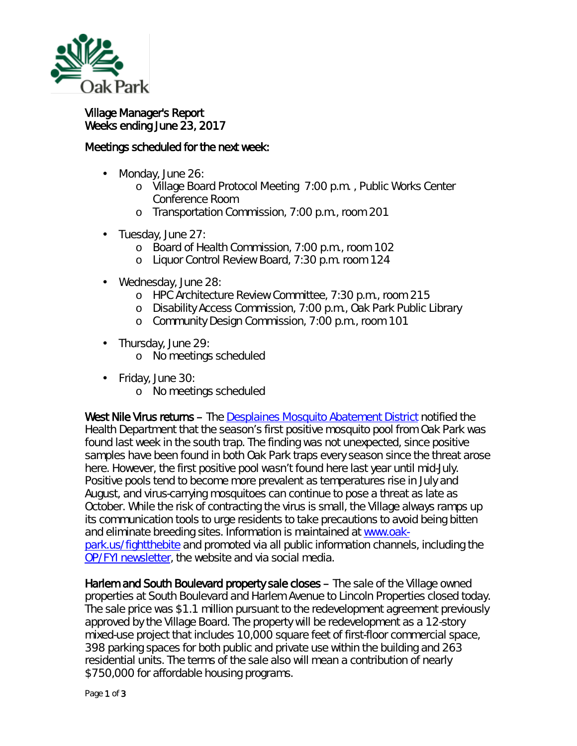Oak Park

Village Manager's Report
Weeks ending June 23, 2017

Meetings scheduled for the next week:

- Monday, June 26:
  - Village Board Protocol Meeting 7:00 p.m. , Public Works Center Conference Room
  - Transportation Commission, 7:00 p.m., room 201
- Tuesday, June 27:
  - Board of Health Commission, 7:00 p.m., room 102
  - Liquor Control Review Board, 7:30 p.m. room 124
- Wednesday, June 28:
  - HPC Architecture Review Committee, 7:30 p.m., room 215
  - Disability Access Commission, 7:00 p.m., Oak Park Public Library
  - Community Design Commission, 7:00 p.m., room 101
- Thursday, June 29:
  - No meetings scheduled
- Friday, June 30:
  - No meetings scheduled

**West Nile Virus returns** – The [Desplaines Mosquito Abatement District]() notified the Health Department that the season's first positive mosquito pool from Oak Park was found last week in the south trap. The finding was not unexpected, since positive samples have been found in both Oak Park traps every season since the threat arose here. However, the first positive pool wasn't found here last year until mid-July. Positive pools tend to become more prevalent as temperatures rise in July and August, and virus-carrying mosquitoes can continue to pose a threat as late as October. While the risk of contracting the virus is small, the Village always ramps up its communication tools to urge residents to take precautions to avoid being bitten and eliminate breeding sites. Information is maintained at [www.oak-park.us/fightthebite]() and promoted via all public information channels, including the [OP/FYI newsletter](), the website and via social media.

**Harlem and South Boulevard property sale closes** – The sale of the Village owned properties at South Boulevard and Harlem Avenue to Lincoln Properties closed today. The sale price was $1.1 million pursuant to the redevelopment agreement previously approved by the Village Board. The property will be redevelopment as a 12-story mixed-use project that includes 10,000 square feet of first-floor commercial space, 398 parking spaces for both public and private use within the building and 263 residential units. The terms of the sale also will mean a contribution of nearly $750,000 for affordable housing programs.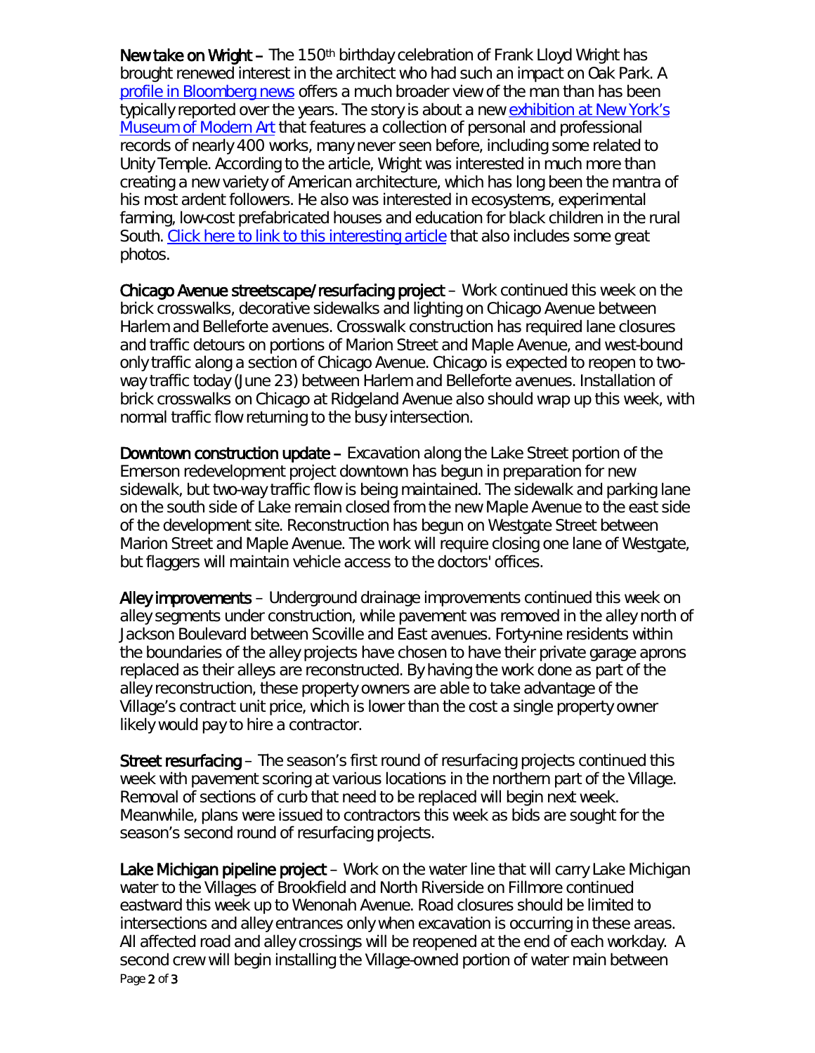**New take on Wright** – The 150th birthday celebration of Frank Lloyd Wright has brought renewed interest in the architect who had such an impact on Oak Park. A profile in Bloomberg news offers a much broader view of the man than has been typically reported over the years. The story is about a new exhibition at New York's Museum of Modern Art that features a collection of personal and professional records of nearly 400 works, many never seen before, including some related to Unity Temple. According to the article, Wright was interested in much more than creating a new variety of American architecture, which has long been the mantra of his most ardent followers. He also was interested in ecosystems, experimental farming, low-cost prefabricated houses and education for black children in the rural South. Click here to link to this interesting article that also includes some great photos.

**Chicago Avenue streetscape/resurfacing project** – Work continued this week on the brick crosswalks, decorative sidewalks and lighting on Chicago Avenue between Harlem and Belleforte avenues. Crosswalk construction has required lane closures and traffic detours on portions of Marion Street and Maple Avenue, and west-bound only traffic along a section of Chicago Avenue. Chicago is expected to reopen to two-way traffic today (June 23) between Harlem and Belleforte avenues. Installation of brick crosswalks on Chicago at Ridgeland Avenue also should wrap up this week, with normal traffic flow returning to the busy intersection.

**Downtown construction update** – Excavation along the Lake Street portion of the Emerson redevelopment project downtown has begun in preparation for new sidewalk, but two-way traffic flow is being maintained. The sidewalk and parking lane on the south side of Lake remain closed from the new Maple Avenue to the east side of the development site. Reconstruction has begun on Westgate Street between Marion Street and Maple Avenue. The work will require closing one lane of Westgate, but flaggers will maintain vehicle access to the doctors' offices.

**Alley improvements** – Underground drainage improvements continued this week on alley segments under construction, while pavement was removed in the alley north of Jackson Boulevard between Scoville and East avenues. Forty-nine residents within the boundaries of the alley projects have chosen to have their private garage aprons replaced as their alleys are reconstructed. By having the work done as part of the alley reconstruction, these property owners are able to take advantage of the Village's contract unit price, which is lower than the cost a single property owner likely would pay to hire a contractor.

**Street resurfacing** – The season's first round of resurfacing projects continued this week with pavement scoring at various locations in the northern part of the Village. Removal of sections of curb that need to be replaced will begin next week. Meanwhile, plans were issued to contractors this week as bids are sought for the season's second round of resurfacing projects.

**Lake Michigan pipeline project** – Work on the water line that will carry Lake Michigan water to the Villages of Brookfield and North Riverside on Fillmore continued eastward this week up to Wenonah Avenue. Road closures should be limited to intersections and alley entrances only when excavation is occurring in these areas. All affected road and alley crossings will be reopened at the end of each workday. A second crew will begin installing the Village-owned portion of water main between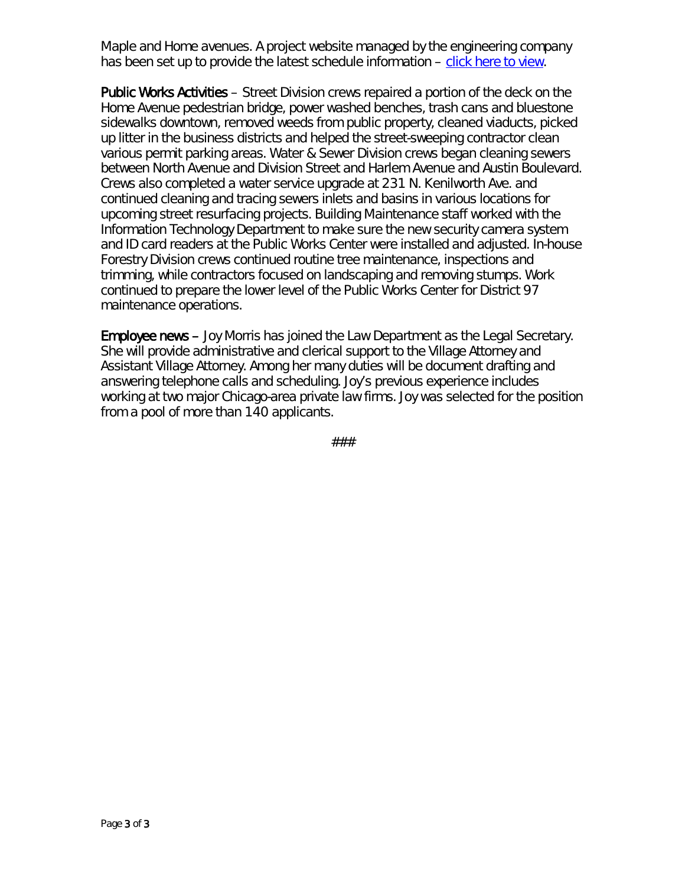Maple and Home avenues. A project website managed by the engineering company has been set up to provide the latest schedule information – click here to view.

**Public Works Activities** – Street Division crews repaired a portion of the deck on the Home Avenue pedestrian bridge, power washed benches, trash cans and bluestone sidewalks downtown, removed weeds from public property, cleaned viaducts, picked up litter in the business districts and helped the street-sweeping contractor clean various permit parking areas. Water & Sewer Division crews began cleaning sewers between North Avenue and Division Street and Harlem Avenue and Austin Boulevard. Crews also completed a water service upgrade at 231 N. Kenilworth Ave. and continued cleaning and tracing sewers inlets and basins in various locations for upcoming street resurfacing projects. Building Maintenance staff worked with the Information Technology Department to make sure the new security camera system and ID card readers at the Public Works Center were installed and adjusted. In-house Forestry Division crews continued routine tree maintenance, inspections and trimming, while contractors focused on landscaping and removing stumps. Work continued to prepare the lower level of the Public Works Center for District 97 maintenance operations.

**Employee news** – Joy Morris has joined the Law Department as the Legal Secretary. She will provide administrative and clerical support to the Village Attorney and Assistant Village Attorney. Among her many duties will be document drafting and answering telephone calls and scheduling. Joy's previous experience includes working at two major Chicago-area private law firms. Joy was selected for the position from a pool of more than 140 applicants.

###